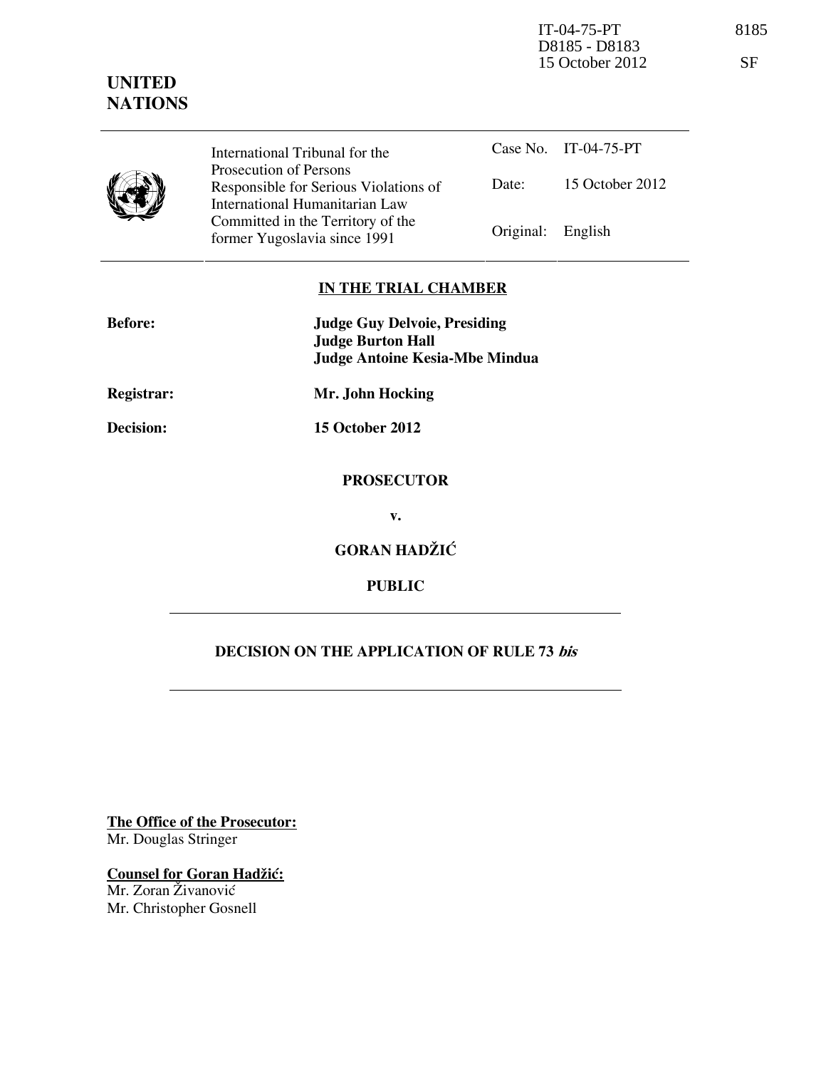IT-04-75-PT
D8185 - D8183
15 October 2012

8185

SF

**UNITED NATIONS**

| | International Tribunal for the Prosecution of Persons Responsible for Serious Violations of International Humanitarian Law Committed in the Territory of the former Yugoslavia since 1991 | Case No. | IT-04-75-PT |
|---|---|---|---|
| | | Date: | 15 October 2012 |
| | | Original: | English |

## IN THE TRIAL CHAMBER

**Before:** **Judge Guy Delvoie, Presiding**
**Judge Burton Hall**
**Judge Antoine Kesia-Mbe Mindua**

**Registrar:** **Mr. John Hocking**

**Decision:** **15 October 2012**

**PROSECUTOR**

**v.**

**GORAN HADŽIĆ**

**PUBLIC**

---

## DECISION ON THE APPLICATION OF RULE 73 *bis*

---

**The Office of the Prosecutor:**
Mr. Douglas Stringer

**Counsel for Goran Hadžić:**
Mr. Zoran Živanović
Mr. Christopher Gosnell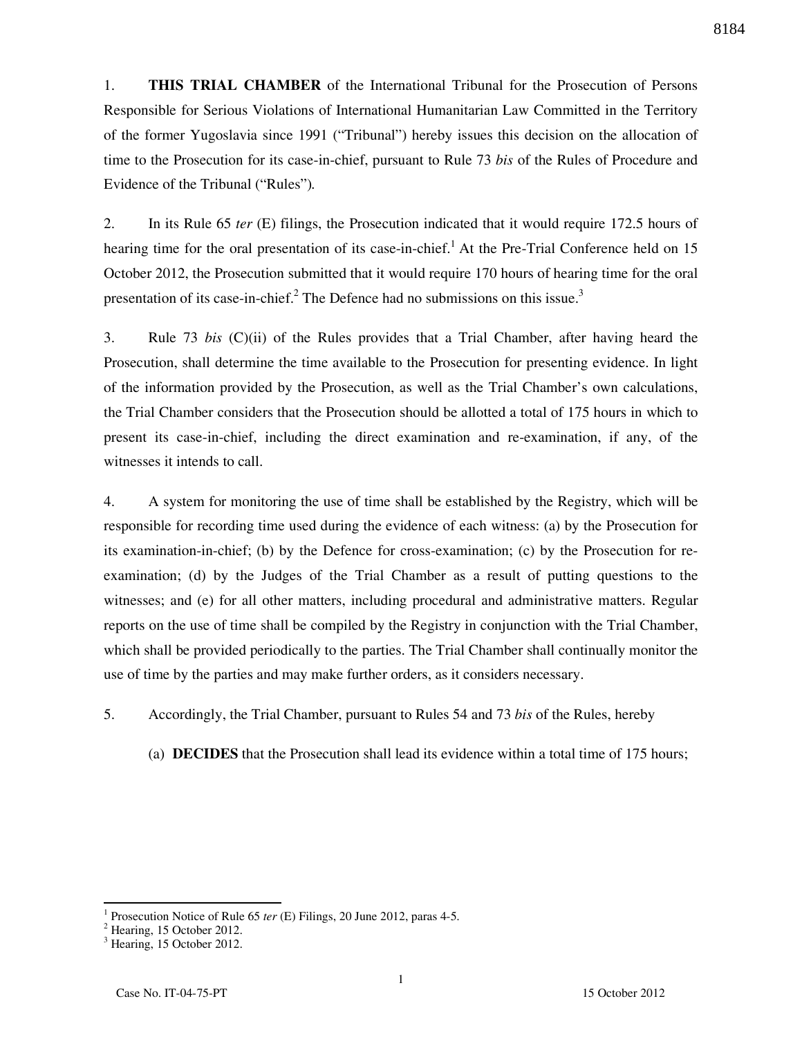1. **THIS TRIAL CHAMBER** of the International Tribunal for the Prosecution of Persons Responsible for Serious Violations of International Humanitarian Law Committed in the Territory of the former Yugoslavia since 1991 ("Tribunal") hereby issues this decision on the allocation of time to the Prosecution for its case-in-chief, pursuant to Rule 73 *bis* of the Rules of Procedure and Evidence of the Tribunal ("Rules").

2. In its Rule 65 *ter* (E) filings, the Prosecution indicated that it would require 172.5 hours of hearing time for the oral presentation of its case-in-chief.[1] At the Pre-Trial Conference held on 15 October 2012, the Prosecution submitted that it would require 170 hours of hearing time for the oral presentation of its case-in-chief.[2] The Defence had no submissions on this issue.[3]

3. Rule 73 *bis* (C)(ii) of the Rules provides that a Trial Chamber, after having heard the Prosecution, shall determine the time available to the Prosecution for presenting evidence. In light of the information provided by the Prosecution, as well as the Trial Chamber's own calculations, the Trial Chamber considers that the Prosecution should be allotted a total of 175 hours in which to present its case-in-chief, including the direct examination and re-examination, if any, of the witnesses it intends to call.

4. A system for monitoring the use of time shall be established by the Registry, which will be responsible for recording time used during the evidence of each witness: (a) by the Prosecution for its examination-in-chief; (b) by the Defence for cross-examination; (c) by the Prosecution for re-examination; (d) by the Judges of the Trial Chamber as a result of putting questions to the witnesses; and (e) for all other matters, including procedural and administrative matters. Regular reports on the use of time shall be compiled by the Registry in conjunction with the Trial Chamber, which shall be provided periodically to the parties. The Trial Chamber shall continually monitor the use of time by the parties and may make further orders, as it considers necessary.

5. Accordingly, the Trial Chamber, pursuant to Rules 54 and 73 *bis* of the Rules, hereby

(a) **DECIDES** that the Prosecution shall lead its evidence within a total time of 175 hours;

---

[1] Prosecution Notice of Rule 65 *ter* (E) Filings, 20 June 2012, paras 4-5.

[2] Hearing, 15 October 2012.

[3] Hearing, 15 October 2012.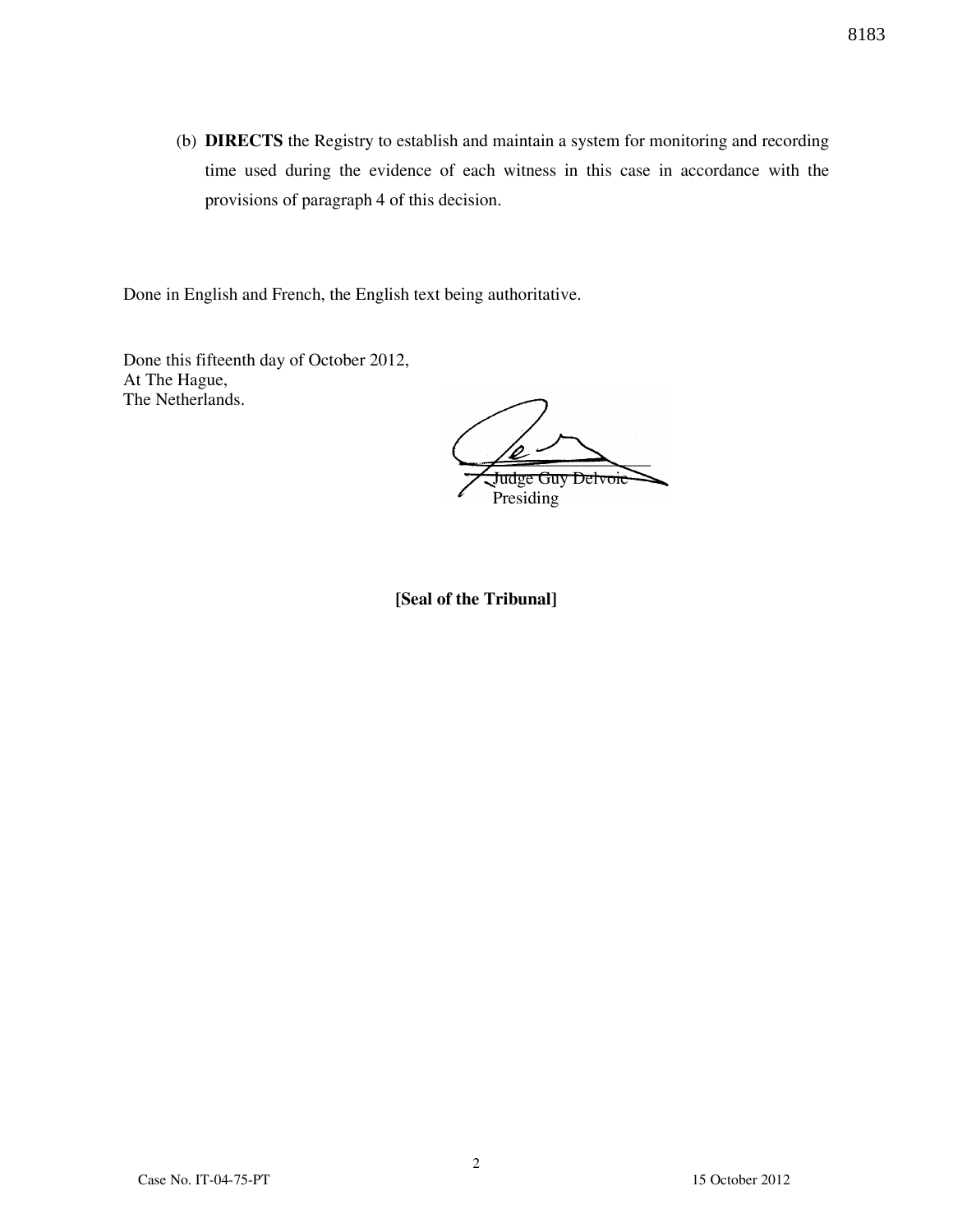(b) **DIRECTS** the Registry to establish and maintain a system for monitoring and recording time used during the evidence of each witness in this case in accordance with the provisions of paragraph 4 of this decision.

Done in English and French, the English text being authoritative.

Done this fifteenth day of October 2012,
At The Hague,
The Netherlands.

Judge Guy Delvoie
Presiding

**[Seal of the Tribunal]**